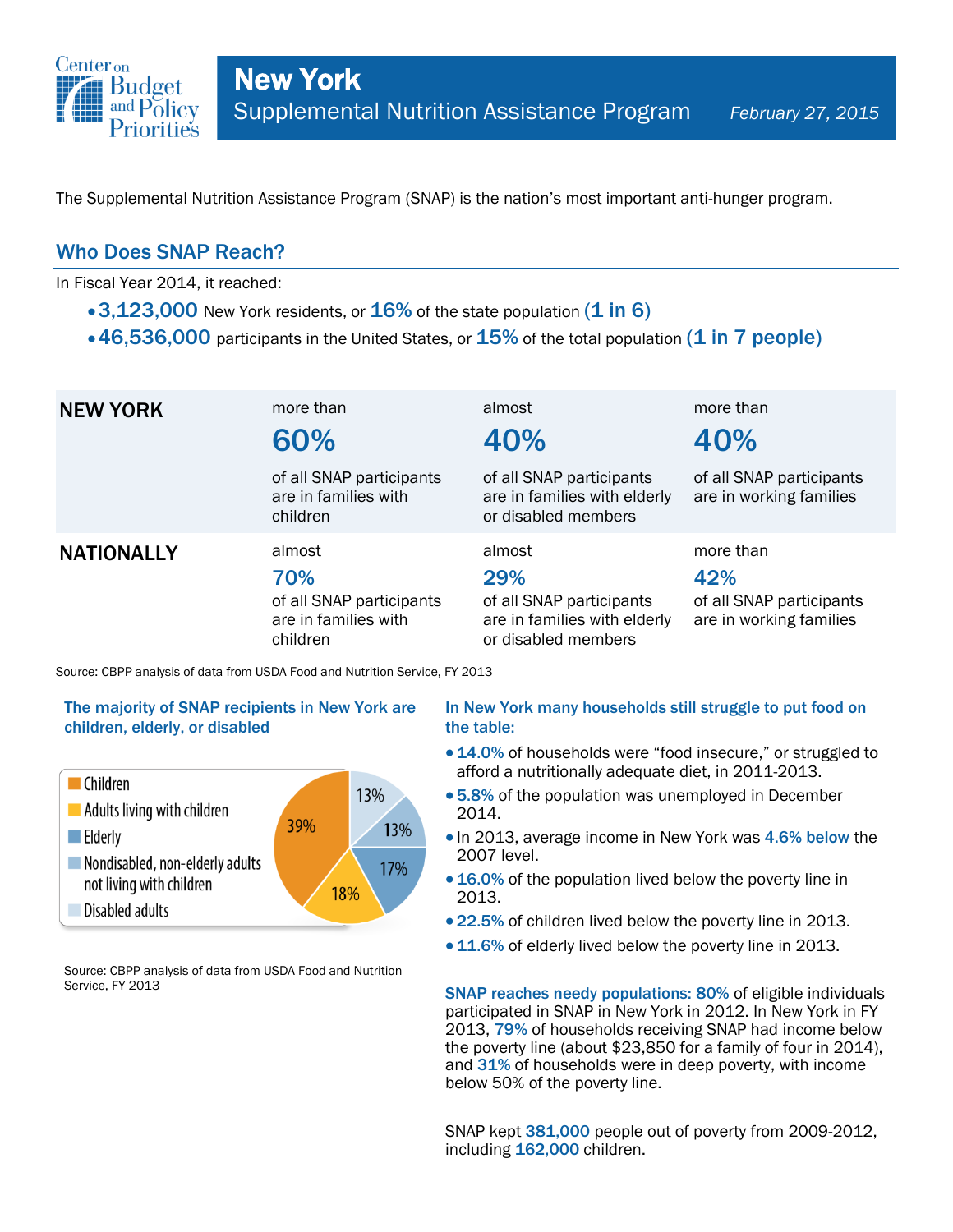# New York

## Supplemental Nutrition Assistance Program

*February 27, 2015*

The Supplemental Nutrition Assistance Program (SNAP) is the nation's most important anti-hunger program.

## Who Does SNAP Reach?

In Fiscal Year 2014, it reached:

- **3,123,000** New York residents, or **16%** of the state population **(1 in 6)**
- **46,536,000** participants in the United States, or **15%** of the total population **(1 in 7 people)**

| | | | |
|---|---|---|---|
| **NEW YORK** | more than **60%** of all SNAP participants are in families with children | almost **40%** of all SNAP participants are in families with elderly or disabled members | more than **40%** of all SNAP participants are in working families |
| **NATIONALLY** | almost **70%** of all SNAP participants are in families with children | almost **29%** of all SNAP participants are in families with elderly or disabled members | more than **42%** of all SNAP participants are in working families |

Source: CBPP analysis of data from USDA Food and Nutrition Service, FY 2013

### The majority of SNAP recipients in New York are children, elderly, or disabled

| Category | Share |
|---|---|
| Children | 39% |
| Adults living with children | 18% |
| Elderly | 17% |
| Nondisabled, non-elderly adults not living with children | 13% |
| Disabled adults | 13% |

Source: CBPP analysis of data from USDA Food and Nutrition Service, FY 2013

### In New York many households still struggle to put food on the table:

- **14.0%** of households were "food insecure," or struggled to afford a nutritionally adequate diet, in 2011-2013.
- **5.8%** of the population was unemployed in December 2014.
- In 2013, average income in New York was **4.6% below** the 2007 level.
- **16.0%** of the population lived below the poverty line in 2013.
- **22.5%** of children lived below the poverty line in 2013.
- **11.6%** of elderly lived below the poverty line in 2013.

**SNAP reaches needy populations: 80%** of eligible individuals participated in SNAP in New York in 2012. In New York in FY 2013, **79%** of households receiving SNAP had income below the poverty line (about $23,850 for a family of four in 2014), and **31%** of households were in deep poverty, with income below 50% of the poverty line.

SNAP kept **381,000** people out of poverty from 2009-2012, including **162,000** children.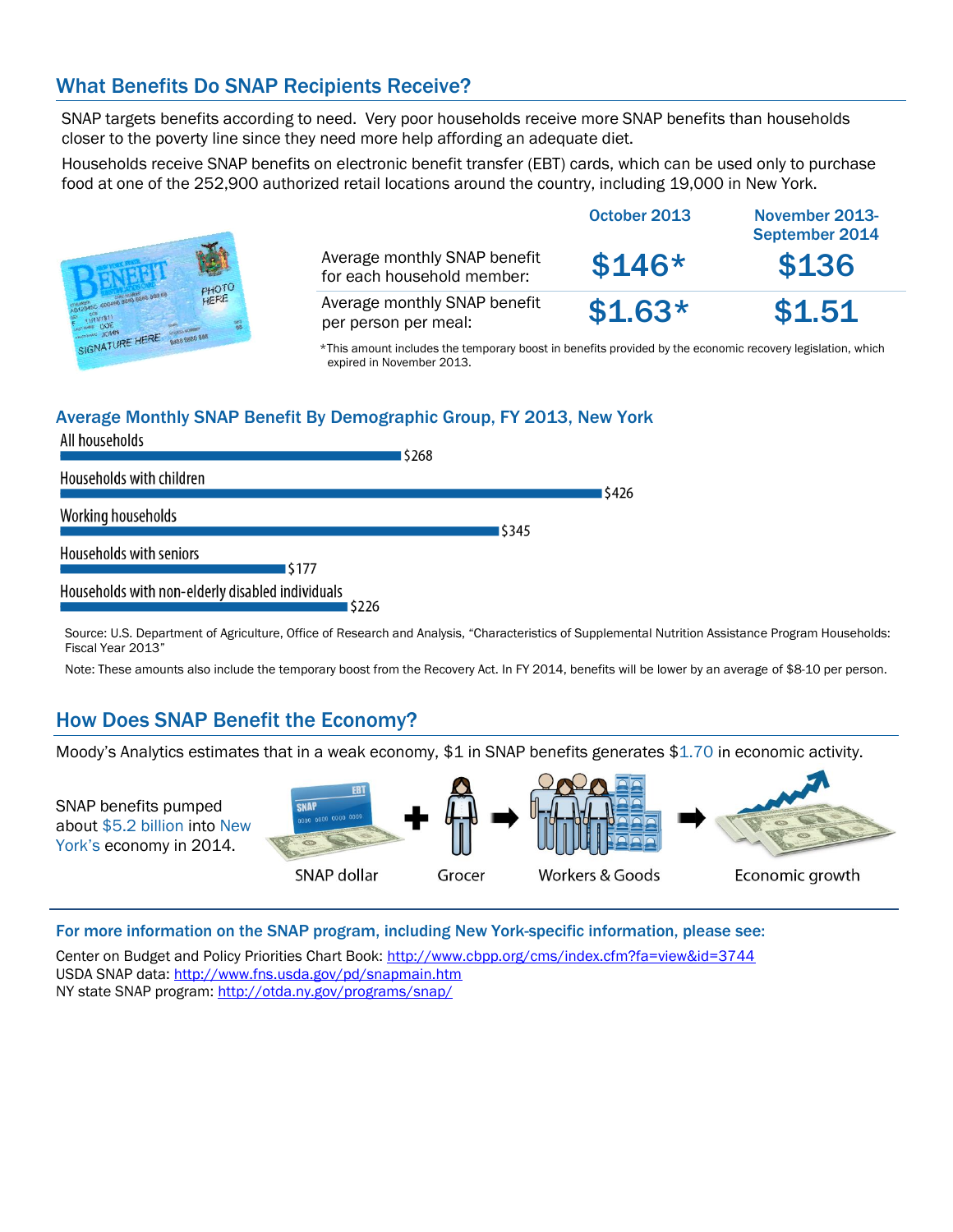## What Benefits Do SNAP Recipients Receive?

SNAP targets benefits according to need. Very poor households receive more SNAP benefits than households closer to the poverty line since they need more help affording an adequate diet.

Households receive SNAP benefits on electronic benefit transfer (EBT) cards, which can be used only to purchase food at one of the 252,900 authorized retail locations around the country, including 19,000 in New York.

| | October 2013 | November 2013-September 2014 |
|---|---|---|
| Average monthly SNAP benefit for each household member: | $146* | $136 |
| Average monthly SNAP benefit per person per meal: | $1.63* | $1.51 |

*This amount includes the temporary boost in benefits provided by the economic recovery legislation, which expired in November 2013.

### Average Monthly SNAP Benefit By Demographic Group, FY 2013, New York

All households
$268

Households with children
$426

Working households
$345

Households with seniors
$177

Households with non-elderly disabled individuals
$226

Source: U.S. Department of Agriculture, Office of Research and Analysis, "Characteristics of Supplemental Nutrition Assistance Program Households: Fiscal Year 2013"

Note: These amounts also include the temporary boost from the Recovery Act. In FY 2014, benefits will be lower by an average of $8-10 per person.

## How Does SNAP Benefit the Economy?

Moody's Analytics estimates that in a weak economy, $1 in SNAP benefits generates $1.70 in economic activity.

SNAP benefits pumped about $5.2 billion into New York's economy in 2014.

SNAP dollar + Grocer → Workers & Goods → Economic growth

### For more information on the SNAP program, including New York-specific information, please see:

Center on Budget and Policy Priorities Chart Book: http://www.cbpp.org/cms/index.cfm?fa=view&id=3744
USDA SNAP data: http://www.fns.usda.gov/pd/snapmain.htm
NY state SNAP program: http://otda.ny.gov/programs/snap/